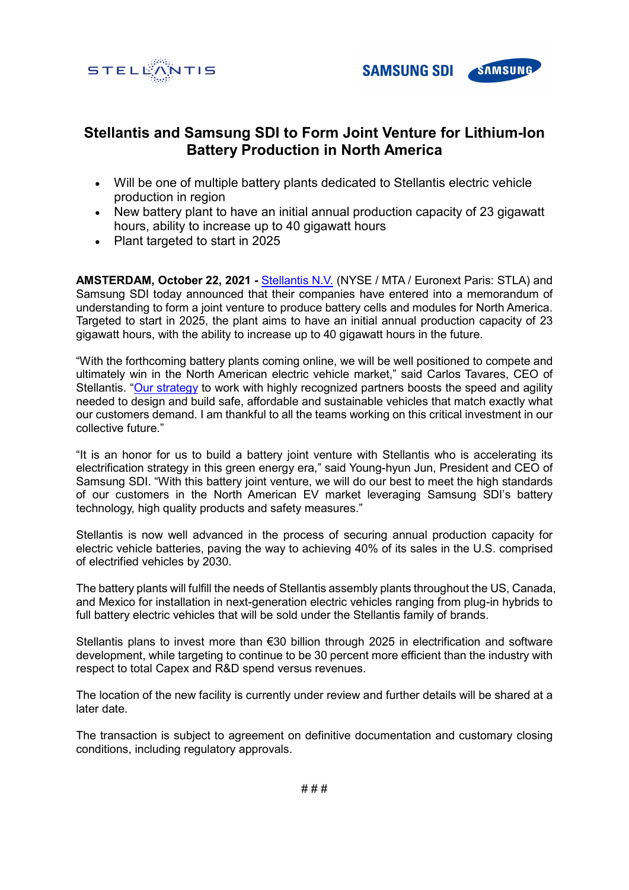# Stellantis and Samsung SDI to Form Joint Venture for Lithium-Ion Battery Production in North America

- Will be one of multiple battery plants dedicated to Stellantis electric vehicle production in region
- New battery plant to have an initial annual production capacity of 23 gigawatt hours, ability to increase up to 40 gigawatt hours
- Plant targeted to start in 2025

**AMSTERDAM, October 22, 2021 -** Stellantis N.V. (NYSE / MTA / Euronext Paris: STLA) and Samsung SDI today announced that their companies have entered into a memorandum of understanding to form a joint venture to produce battery cells and modules for North America. Targeted to start in 2025, the plant aims to have an initial annual production capacity of 23 gigawatt hours, with the ability to increase up to 40 gigawatt hours in the future.

"With the forthcoming battery plants coming online, we will be well positioned to compete and ultimately win in the North American electric vehicle market," said Carlos Tavares, CEO of Stellantis. "Our strategy to work with highly recognized partners boosts the speed and agility needed to design and build safe, affordable and sustainable vehicles that match exactly what our customers demand. I am thankful to all the teams working on this critical investment in our collective future."

"It is an honor for us to build a battery joint venture with Stellantis who is accelerating its electrification strategy in this green energy era," said Young-hyun Jun, President and CEO of Samsung SDI. "With this battery joint venture, we will do our best to meet the high standards of our customers in the North American EV market leveraging Samsung SDI's battery technology, high quality products and safety measures."

Stellantis is now well advanced in the process of securing annual production capacity for electric vehicle batteries, paving the way to achieving 40% of its sales in the U.S. comprised of electrified vehicles by 2030.

The battery plants will fulfill the needs of Stellantis assembly plants throughout the US, Canada, and Mexico for installation in next-generation electric vehicles ranging from plug-in hybrids to full battery electric vehicles that will be sold under the Stellantis family of brands.

Stellantis plans to invest more than €30 billion through 2025 in electrification and software development, while targeting to continue to be 30 percent more efficient than the industry with respect to total Capex and R&D spend versus revenues.

The location of the new facility is currently under review and further details will be shared at a later date.

The transaction is subject to agreement on definitive documentation and customary closing conditions, including regulatory approvals.

# # #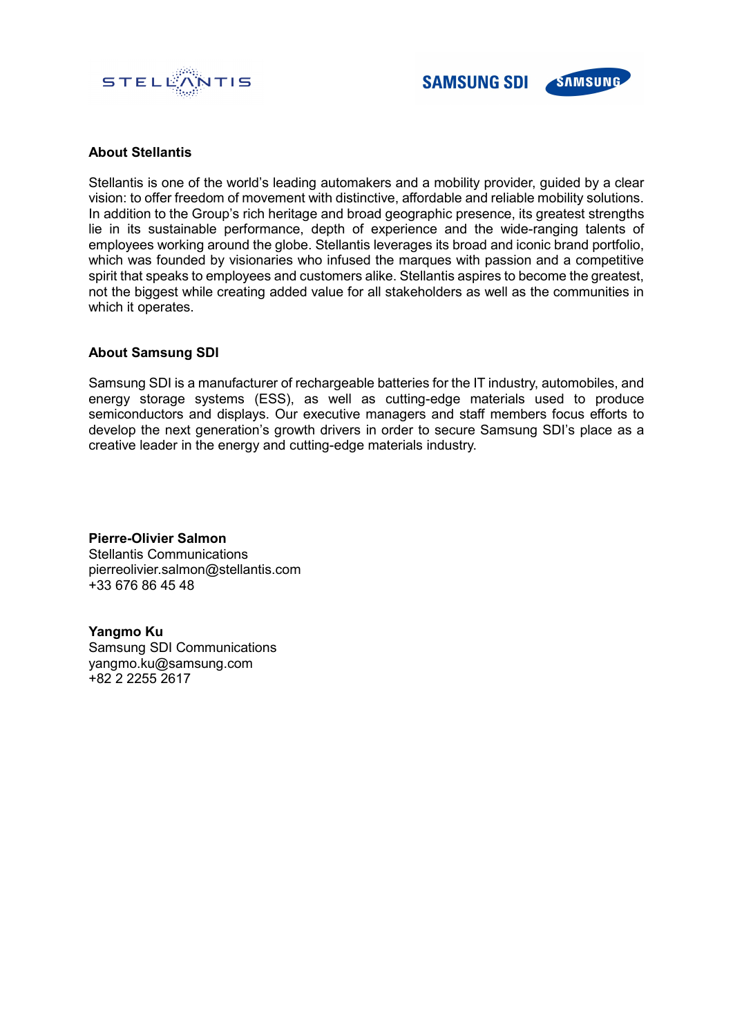**About Stellantis**

Stellantis is one of the world's leading automakers and a mobility provider, guided by a clear vision: to offer freedom of movement with distinctive, affordable and reliable mobility solutions. In addition to the Group's rich heritage and broad geographic presence, its greatest strengths lie in its sustainable performance, depth of experience and the wide-ranging talents of employees working around the globe. Stellantis leverages its broad and iconic brand portfolio, which was founded by visionaries who infused the marques with passion and a competitive spirit that speaks to employees and customers alike. Stellantis aspires to become the greatest, not the biggest while creating added value for all stakeholders as well as the communities in which it operates.

**About Samsung SDI**

Samsung SDI is a manufacturer of rechargeable batteries for the IT industry, automobiles, and energy storage systems (ESS), as well as cutting-edge materials used to produce semiconductors and displays. Our executive managers and staff members focus efforts to develop the next generation's growth drivers in order to secure Samsung SDI's place as a creative leader in the energy and cutting-edge materials industry.

**Pierre-Olivier Salmon**
Stellantis Communications
pierreolivier.salmon@stellantis.com
+33 676 86 45 48

**Yangmo Ku**
Samsung SDI Communications
yangmo.ku@samsung.com
+82 2 2255 2617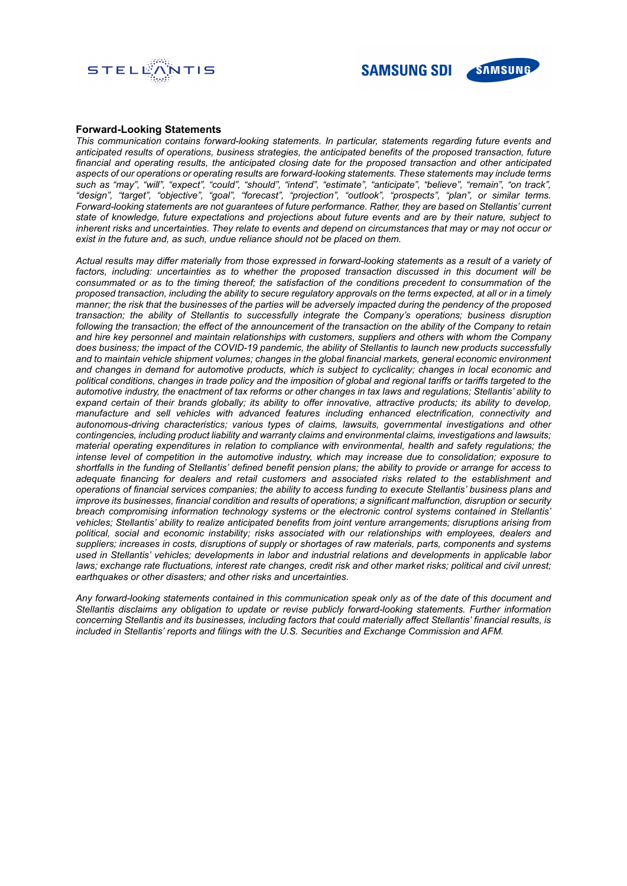## Forward-Looking Statements

*This communication contains forward-looking statements. In particular, statements regarding future events and anticipated results of operations, business strategies, the anticipated benefits of the proposed transaction, future financial and operating results, the anticipated closing date for the proposed transaction and other anticipated aspects of our operations or operating results are forward-looking statements. These statements may include terms such as "may", "will", "expect", "could", "should", "intend", "estimate", "anticipate", "believe", "remain", "on track", "design", "target", "objective", "goal", "forecast", "projection", "outlook", "prospects", "plan", or similar terms. Forward-looking statements are not guarantees of future performance. Rather, they are based on Stellantis' current state of knowledge, future expectations and projections about future events and are by their nature, subject to inherent risks and uncertainties. They relate to events and depend on circumstances that may or may not occur or exist in the future and, as such, undue reliance should not be placed on them.*

*Actual results may differ materially from those expressed in forward-looking statements as a result of a variety of factors, including: uncertainties as to whether the proposed transaction discussed in this document will be consummated or as to the timing thereof; the satisfaction of the conditions precedent to consummation of the proposed transaction, including the ability to secure regulatory approvals on the terms expected, at all or in a timely manner; the risk that the businesses of the parties will be adversely impacted during the pendency of the proposed transaction; the ability of Stellantis to successfully integrate the Company's operations; business disruption following the transaction; the effect of the announcement of the transaction on the ability of the Company to retain and hire key personnel and maintain relationships with customers, suppliers and others with whom the Company does business; the impact of the COVID-19 pandemic, the ability of Stellantis to launch new products successfully and to maintain vehicle shipment volumes; changes in the global financial markets, general economic environment and changes in demand for automotive products, which is subject to cyclicality; changes in local economic and political conditions, changes in trade policy and the imposition of global and regional tariffs or tariffs targeted to the automotive industry, the enactment of tax reforms or other changes in tax laws and regulations; Stellantis' ability to expand certain of their brands globally; its ability to offer innovative, attractive products; its ability to develop, manufacture and sell vehicles with advanced features including enhanced electrification, connectivity and autonomous-driving characteristics; various types of claims, lawsuits, governmental investigations and other contingencies, including product liability and warranty claims and environmental claims, investigations and lawsuits; material operating expenditures in relation to compliance with environmental, health and safety regulations; the intense level of competition in the automotive industry, which may increase due to consolidation; exposure to shortfalls in the funding of Stellantis' defined benefit pension plans; the ability to provide or arrange for access to adequate financing for dealers and retail customers and associated risks related to the establishment and operations of financial services companies; the ability to access funding to execute Stellantis' business plans and improve its businesses, financial condition and results of operations; a significant malfunction, disruption or security breach compromising information technology systems or the electronic control systems contained in Stellantis' vehicles; Stellantis' ability to realize anticipated benefits from joint venture arrangements; disruptions arising from political, social and economic instability; risks associated with our relationships with employees, dealers and suppliers; increases in costs, disruptions of supply or shortages of raw materials, parts, components and systems used in Stellantis' vehicles; developments in labor and industrial relations and developments in applicable labor laws; exchange rate fluctuations, interest rate changes, credit risk and other market risks; political and civil unrest; earthquakes or other disasters; and other risks and uncertainties.*

*Any forward-looking statements contained in this communication speak only as of the date of this document and Stellantis disclaims any obligation to update or revise publicly forward-looking statements. Further information concerning Stellantis and its businesses, including factors that could materially affect Stellantis' financial results, is included in Stellantis' reports and filings with the U.S. Securities and Exchange Commission and AFM.*